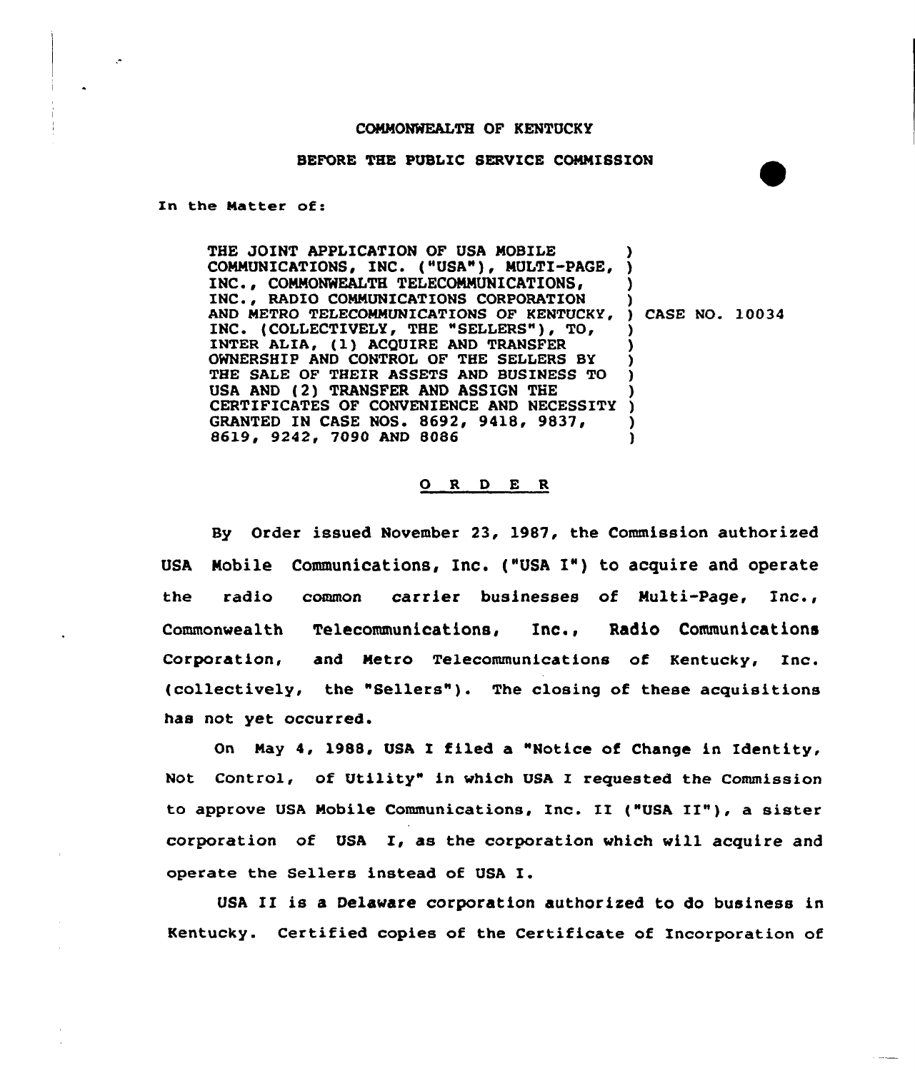COMMONWEALTH OF KENTUCKY

BEFORE THE PUBLIC SERVICE COMMISSION

In the Matter of:

| | |
|---|---|
| THE JOINT APPLICATION OF USA MOBILE COMMUNICATIONS, INC. ("USA"), MULTI-PAGE, INC., COMMONWEALTH TELECOMMUNICATIONS, INC., RADIO COMMUNICATIONS CORPORATION AND METRO TELECOMMUNICATIONS OF KENTUCKY, INC. (COLLECTIVELY, THE "SELLERS"), TO, INTER ALIA, (1) ACQUIRE AND TRANSFER OWNERSHIP AND CONTROL OF THE SELLERS BY THE SALE OF THEIR ASSETS AND BUSINESS TO USA AND (2) TRANSFER AND ASSIGN THE CERTIFICATES OF CONVENIENCE AND NECESSITY GRANTED IN CASE NOS. 8692, 9418, 9837, 8619, 9242, 7090 AND 8086 | CASE NO. 10034 |

O R D E R

By Order issued November 23, 1987, the Commission authorized USA Mobile Communications, Inc. ("USA I") to acquire and operate the radio common carrier businesses of Multi-Page, Inc., Commonwealth Telecommunications, Inc., Radio Communications Corporation, and Metro Telecommunications of Kentucky, Inc. (collectively, the "Sellers"). The closing of these acquisitions has not yet occurred.

On May 4, 1988, USA I filed a "Notice of Change in Identity, Not Control, of Utility" in which USA I requested the Commission to approve USA Mobile Communications, Inc. II ("USA II"), a sister corporation of USA I, as the corporation which will acquire and operate the Sellers instead of USA I.

USA II is a Delaware corporation authorized to do business in Kentucky. Certified copies of the Certificate of Incorporation of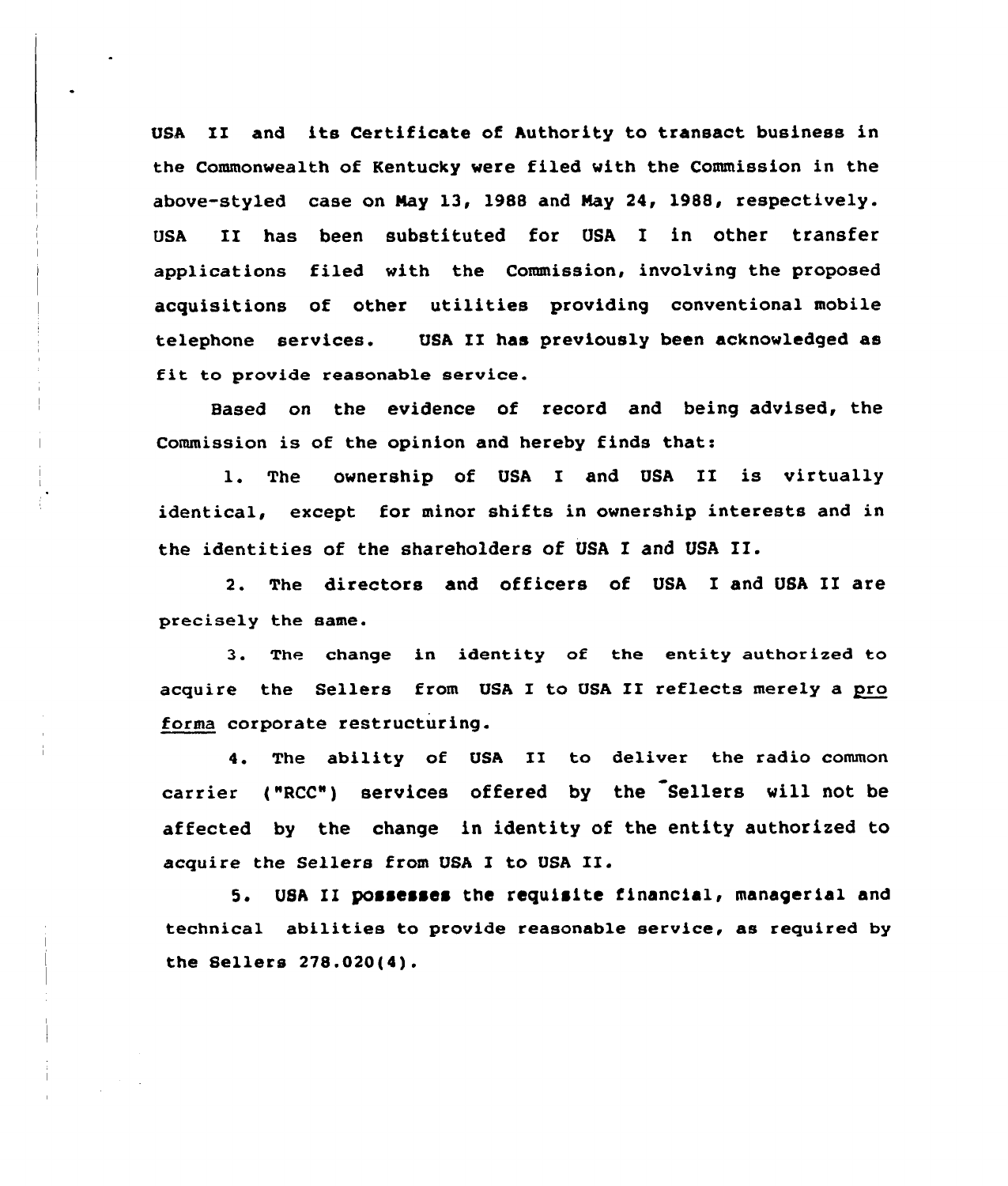USA II and its Certificate of Authority to transact business in the Commonwealth of Kentucky were filed with the Commission in the above-styled case on May 13, 1988 and May 24, 1988, respectively. USA II has been substituted for USA I in other transfer applications filed with the Commission, involving the proposed acquisitions of other utilities providing conventional mobile telephone services. USA II has previously been acknowledged as fit to provide reasonable service.

Based on the evidence of record and being advised, the Commission is of the opinion and hereby finds that:

1. The ownership of USA I and USA II is virtually identical, except for minor shifts in ownership interests and in the identities of the shareholders of USA I and USA II.

2. The directors and officers of USA I and USA II are precisely the same.

3. The change in identity of the entity authorized to acquire the Sellers from USA I to USA II reflects merely a _pro forma_ corporate restructuring.

4. The ability of USA II to deliver the radio common carrier ("RCC") services offered by the Sellers will not be affected by the change in identity of the entity authorized to acquire the Sellers from USA I to USA II.

5. USA II possesses the requisite financial, managerial and technical abilities to provide reasonable service, as required by the Sellers 278.020(4).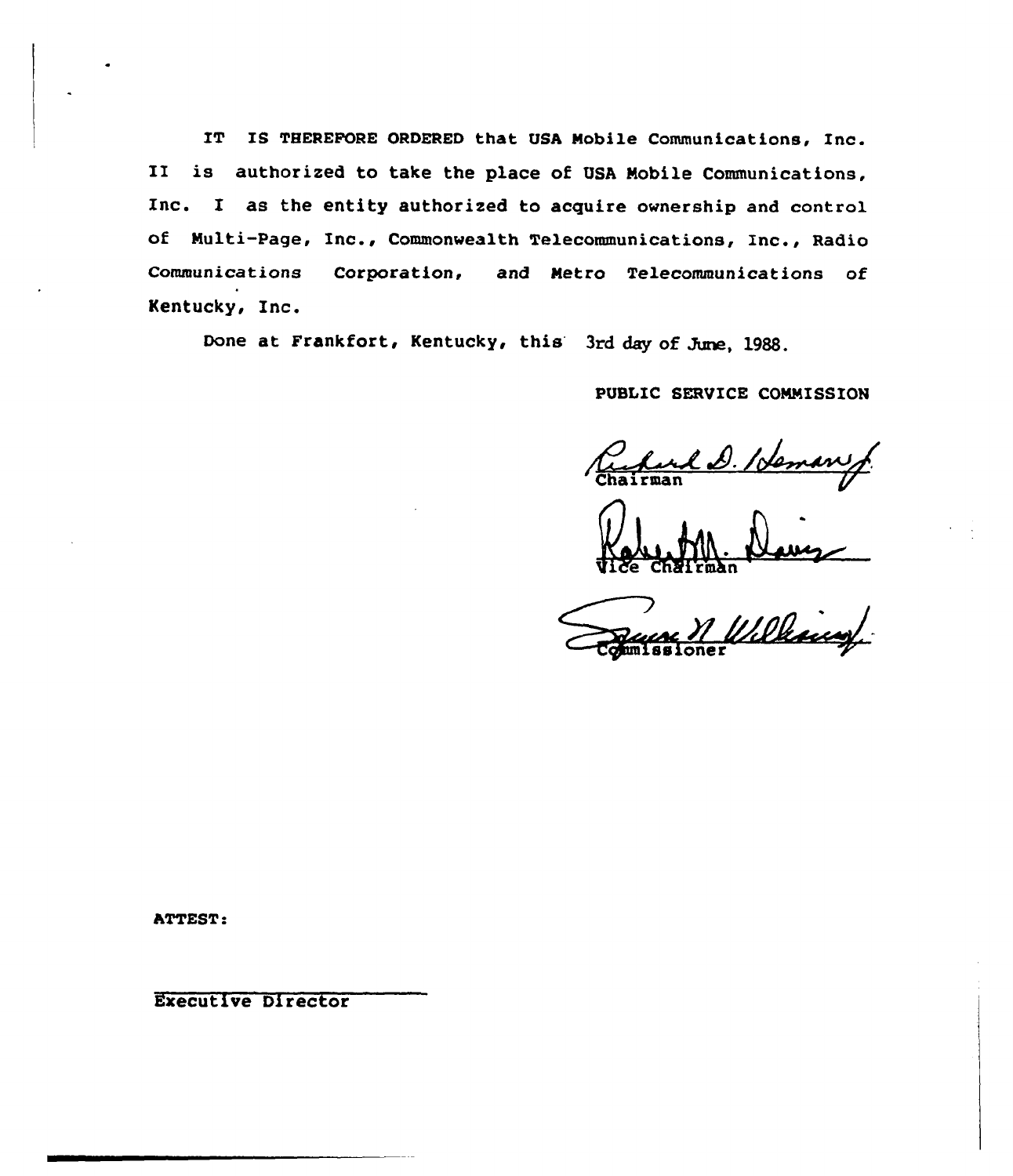IT IS THEREFORE ORDERED that USA Mobile Communications, Inc. II is authorized to take the place of USA Mobile Communications, Inc. I as the entity authorized to acquire ownership and control of Multi-Page, Inc., Commonwealth Telecommunications, Inc., Radio Communications Corporation, and Metro Telecommunications of Kentucky, Inc.

Done at Frankfort, Kentucky, this 3rd day of June, 1988.

PUBLIC SERVICE COMMISSION

Chairman

Vice Chairman

Commissioner

ATTEST:

Executive Director